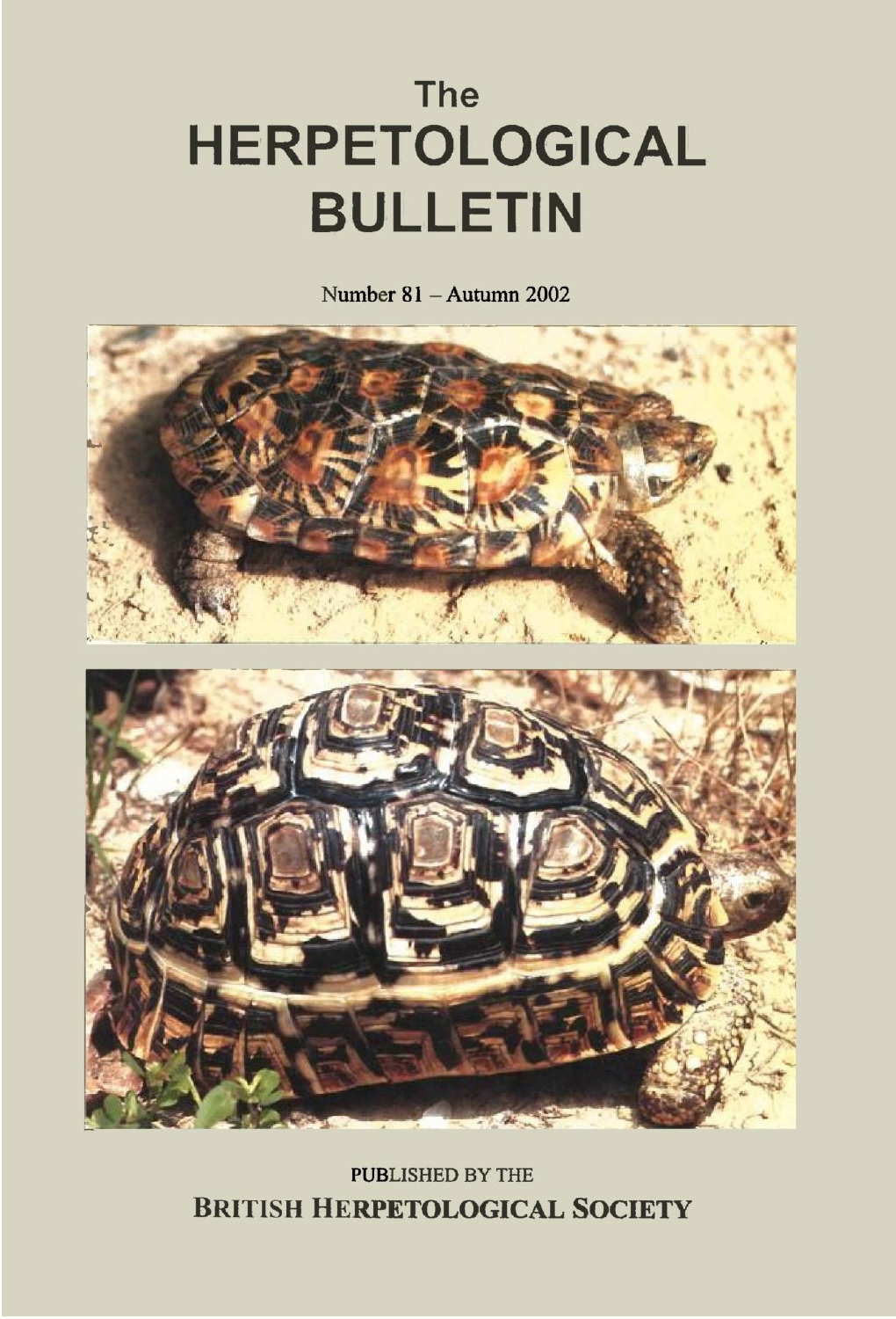# The HERPETOLOGICAL BULLETIN

Number 81 – Autumn 2002

PUBLISHED BY THE

**BRITISH HERPETOLOGICAL SOCIETY**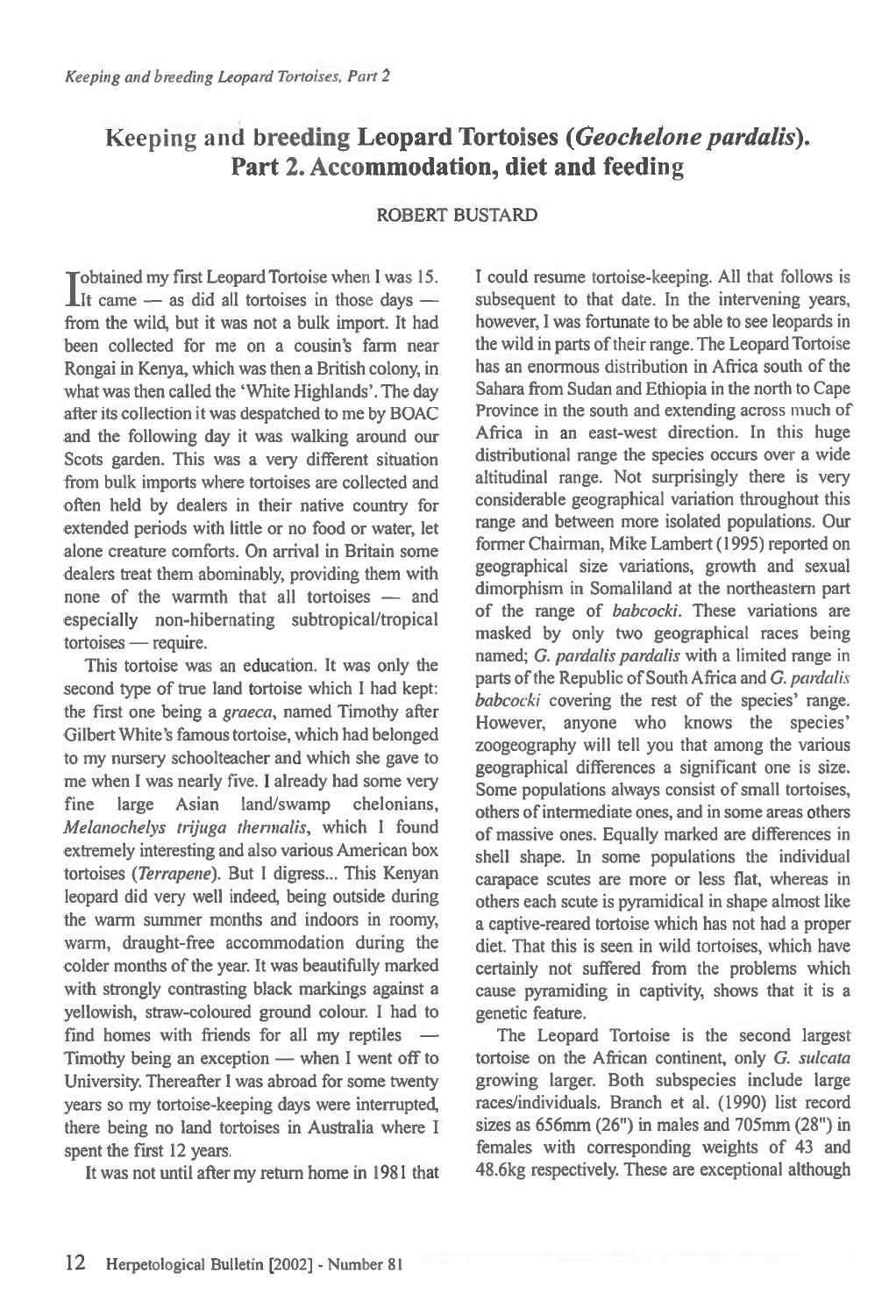# Keeping and breeding Leopard Tortoises (*Geochelone pardalis*). Part 2. Accommodation, diet and feeding

ROBERT BUSTARD

I obtained my first Leopard Tortoise when I was 15. It came — as did all tortoises in those days — from the wild, but it was not a bulk import. It had been collected for me on a cousin's farm near Rongai in Kenya, which was then a British colony, in what was then called the 'White Highlands'. The day after its collection it was despatched to me by BOAC and the following day it was walking around our Scots garden. This was a very different situation from bulk imports where tortoises are collected and often held by dealers in their native country for extended periods with little or no food or water, let alone creature comforts. On arrival in Britain some dealers treat them abominably, providing them with none of the warmth that all tortoises — and especially non-hibernating subtropical/tropical tortoises — require.

This tortoise was an education. It was only the second type of true land tortoise which I had kept: the first one being a *graeca*, named Timothy after Gilbert White's famous tortoise, which had belonged to my nursery schoolteacher and which she gave to me when I was nearly five. I already had some very fine large Asian land/swamp chelonians, *Melanochelys trijuga thermalis*, which I found extremely interesting and also various American box tortoises (*Terrapene*). But I digress... This Kenyan leopard did very well indeed, being outside during the warm summer months and indoors in roomy, warm, draught-free accommodation during the colder months of the year. It was beautifully marked with strongly contrasting black markings against a yellowish, straw-coloured ground colour. I had to find homes with friends for all my reptiles — Timothy being an exception — when I went off to University. Thereafter I was abroad for some twenty years so my tortoise-keeping days were interrupted, there being no land tortoises in Australia where I spent the first 12 years.

It was not until after my return home in 1981 that I could resume tortoise-keeping. All that follows is subsequent to that date. In the intervening years, however, I was fortunate to be able to see leopards in the wild in parts of their range. The Leopard Tortoise has an enormous distribution in Africa south of the Sahara from Sudan and Ethiopia in the north to Cape Province in the south and extending across much of Africa in an east-west direction. In this huge distributional range the species occurs over a wide altitudinal range. Not surprisingly there is very considerable geographical variation throughout this range and between more isolated populations. Our former Chairman, Mike Lambert (1995) reported on geographical size variations, growth and sexual dimorphism in Somaliland at the northeastern part of the range of *babcocki*. These variations are masked by only two geographical races being named; *G. pardalis pardalis* with a limited range in parts of the Republic of South Africa and *G. pardalis babcocki* covering the rest of the species' range. However, anyone who knows the species' zoogeography will tell you that among the various geographical differences a significant one is size. Some populations always consist of small tortoises, others of intermediate ones, and in some areas others of massive ones. Equally marked are differences in shell shape. In some populations the individual carapace scutes are more or less flat, whereas in others each scute is pyramidical in shape almost like a captive-reared tortoise which has not had a proper diet. That this is seen in wild tortoises, which have certainly not suffered from the problems which cause pyramiding in captivity, shows that it is a genetic feature.

The Leopard Tortoise is the second largest tortoise on the African continent, only *G. sulcata* growing larger. Both subspecies include large races/individuals. Branch et al. (1990) list record sizes as 656mm (26") in males and 705mm (28") in females with corresponding weights of 43 and 48.6kg respectively. These are exceptional although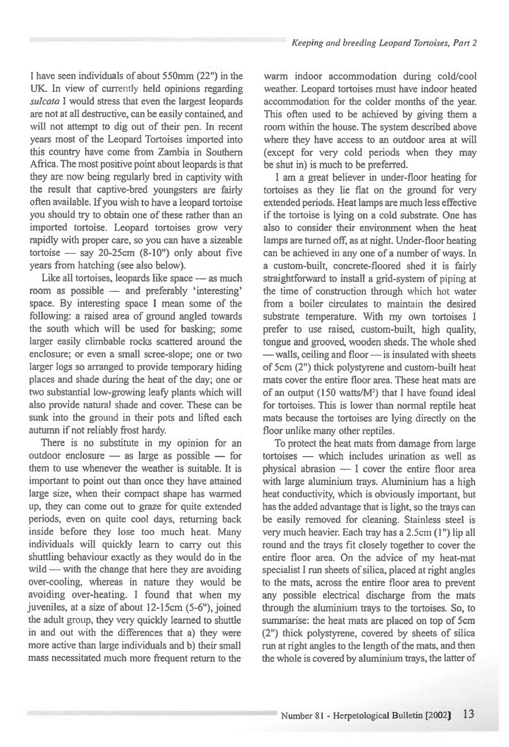I have seen individuals of about 550mm (22") in the UK. In view of currently held opinions regarding *sulcata* I would stress that even the largest leopards are not at all destructive, can be easily contained, and will not attempt to dig out of their pen. In recent years most of the Leopard Tortoises imported into this country have come from Zambia in Southern Africa. The most positive point about leopards is that they are now being regularly bred in captivity with the result that captive-bred youngsters are fairly often available. If you wish to have a leopard tortoise you should try to obtain one of these rather than an imported tortoise. Leopard tortoises grow very rapidly with proper care, so you can have a sizeable tortoise — say 20-25cm (8-10") only about five years from hatching (see also below).

Like all tortoises, leopards like space — as much room as possible — and preferably 'interesting' space. By interesting space I mean some of the following: a raised area of ground angled towards the south which will be used for basking; some larger easily climbable rocks scattered around the enclosure; or even a small scree-slope; one or two larger logs so arranged to provide temporary hiding places and shade during the heat of the day; one or two substantial low-growing leafy plants which will also provide natural shade and cover. These can be sunk into the ground in their pots and lifted each autumn if not reliably frost hardy.

There is no substitute in my opinion for an outdoor enclosure — as large as possible — for them to use whenever the weather is suitable. It is important to point out than once they have attained large size, when their compact shape has warmed up, they can come out to graze for quite extended periods, even on quite cool days, returning back inside before they lose too much heat. Many individuals will quickly learn to carry out this shuttling behaviour exactly as they would do in the wild — with the change that here they are avoiding over-cooling, whereas in nature they would be avoiding over-heating. I found that when my juveniles, at a size of about 12-15cm (5-6"), joined the adult group, they very quickly learned to shuttle in and out with the differences that a) they were more active than large individuals and b) their small mass necessitated much more frequent return to the warm indoor accommodation during cold/cool weather. Leopard tortoises must have indoor heated accommodation for the colder months of the year. This often used to be achieved by giving them a room within the house. The system described above where they have access to an outdoor area at will (except for very cold periods when they may be shut in) is much to be preferred.

I am a great believer in under-floor heating for tortoises as they lie flat on the ground for very extended periods. Heat lamps are much less effective if the tortoise is lying on a cold substrate. One has also to consider their environment when the heat lamps are turned off, as at night. Under-floor heating can be achieved in any one of a number of ways. In a custom-built, concrete-floored shed it is fairly straightforward to install a grid-system of piping at the time of construction through which hot water from a boiler circulates to maintain the desired substrate temperature. With my own tortoises I prefer to use raised, custom-built, high quality, tongue and grooved, wooden sheds. The whole shed — walls, ceiling and floor — is insulated with sheets of 5cm (2") thick polystyrene and custom-built heat mats cover the entire floor area. These heat mats are of an output (150 watts/M$^2$) that I have found ideal for tortoises. This is lower than normal reptile heat mats because the tortoises are lying directly on the floor unlike many other reptiles.

To protect the heat mats from damage from large tortoises — which includes urination as well as physical abrasion — I cover the entire floor area with large aluminium trays. Aluminium has a high heat conductivity, which is obviously important, but has the added advantage that is light, so the trays can be easily removed for cleaning. Stainless steel is very much heavier. Each tray has a 2.5cm (1") lip all round and the trays fit closely together to cover the entire floor area. On the advice of my heat-mat specialist I run sheets of silica, placed at right angles to the mats, across the entire floor area to prevent any possible electrical discharge from the mats through the aluminium trays to the tortoises. So, to summarise: the heat mats are placed on top of 5cm (2") thick polystyrene, covered by sheets of silica run at right angles to the length of the mats, and then the whole is covered by aluminium trays, the latter of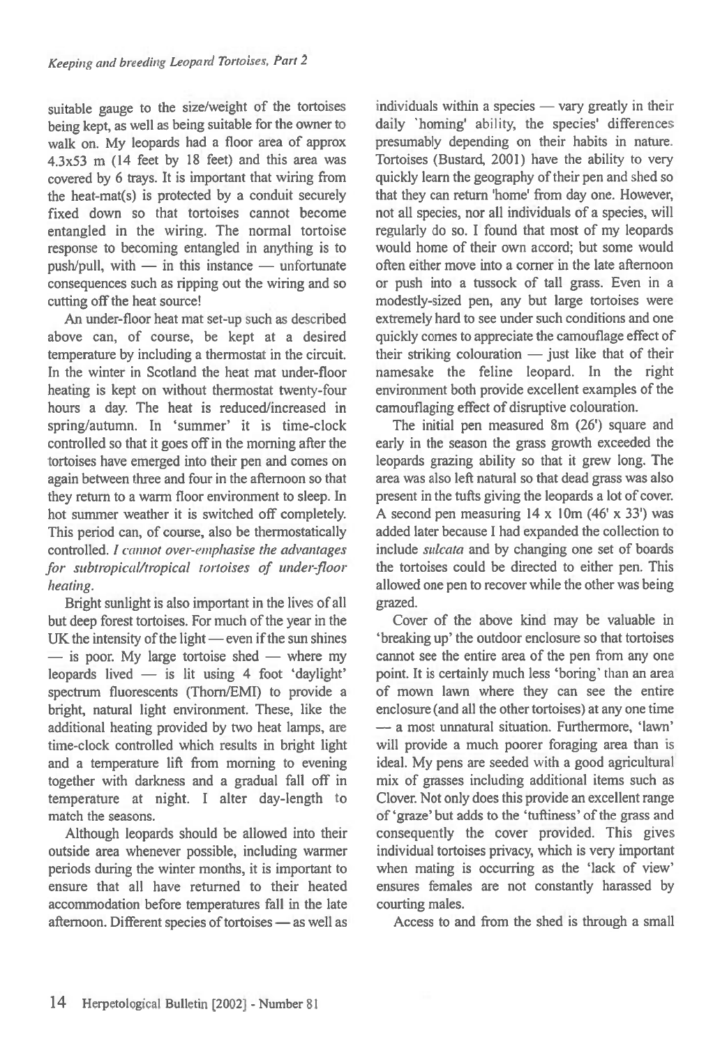suitable gauge to the size/weight of the tortoises being kept, as well as being suitable for the owner to walk on. My leopards had a floor area of approx 4.3x53 m (14 feet by 18 feet) and this area was covered by 6 trays. It is important that wiring from the heat-mat(s) is protected by a conduit securely fixed down so that tortoises cannot become entangled in the wiring. The normal tortoise response to becoming entangled in anything is to push/pull, with — in this instance — unfortunate consequences such as ripping out the wiring and so cutting off the heat source!

An under-floor heat mat set-up such as described above can, of course, be kept at a desired temperature by including a thermostat in the circuit. In the winter in Scotland the heat mat under-floor heating is kept on without thermostat twenty-four hours a day. The heat is reduced/increased in spring/autumn. In 'summer' it is time-clock controlled so that it goes off in the morning after the tortoises have emerged into their pen and comes on again between three and four in the afternoon so that they return to a warm floor environment to sleep. In hot summer weather it is switched off completely. This period can, of course, also be thermostatically controlled. *I cannot over-emphasise the advantages for subtropical/tropical tortoises of under-floor heating.*

Bright sunlight is also important in the lives of all but deep forest tortoises. For much of the year in the UK the intensity of the light — even if the sun shines — is poor. My large tortoise shed — where my leopards lived — is lit using 4 foot 'daylight' spectrum fluorescents (Thorn/EMI) to provide a bright, natural light environment. These, like the additional heating provided by two heat lamps, are time-clock controlled which results in bright light and a temperature lift from morning to evening together with darkness and a gradual fall off in temperature at night. I alter day-length to match the seasons.

Although leopards should be allowed into their outside area whenever possible, including warmer periods during the winter months, it is important to ensure that all have returned to their heated accommodation before temperatures fall in the late afternoon. Different species of tortoises — as well as individuals within a species — vary greatly in their daily 'homing' ability, the species' differences presumably depending on their habits in nature. Tortoises (Bustard, 2001) have the ability to very quickly learn the geography of their pen and shed so that they can return 'home' from day one. However, not all species, nor all individuals of a species, will regularly do so. I found that most of my leopards would home of their own accord; but some would often either move into a corner in the late afternoon or push into a tussock of tall grass. Even in a modestly-sized pen, any but large tortoises were extremely hard to see under such conditions and one quickly comes to appreciate the camouflage effect of their striking colouration — just like that of their namesake the feline leopard. In the right environment both provide excellent examples of the camouflaging effect of disruptive colouration.

The initial pen measured 8m (26') square and early in the season the grass growth exceeded the leopards grazing ability so that it grew long. The area was also left natural so that dead grass was also present in the tufts giving the leopards a lot of cover. A second pen measuring 14 x 10m (46' x 33') was added later because I had expanded the collection to include *sulcata* and by changing one set of boards the tortoises could be directed to either pen. This allowed one pen to recover while the other was being grazed.

Cover of the above kind may be valuable in 'breaking up' the outdoor enclosure so that tortoises cannot see the entire area of the pen from any one point. It is certainly much less 'boring' than an area of mown lawn where they can see the entire enclosure (and all the other tortoises) at any one time — a most unnatural situation. Furthermore, 'lawn' will provide a much poorer foraging area than is ideal. My pens are seeded with a good agricultural mix of grasses including additional items such as Clover. Not only does this provide an excellent range of 'graze' but adds to the 'tuftiness' of the grass and consequently the cover provided. This gives individual tortoises privacy, which is very important when mating is occurring as the 'lack of view' ensures females are not constantly harassed by courting males.

Access to and from the shed is through a small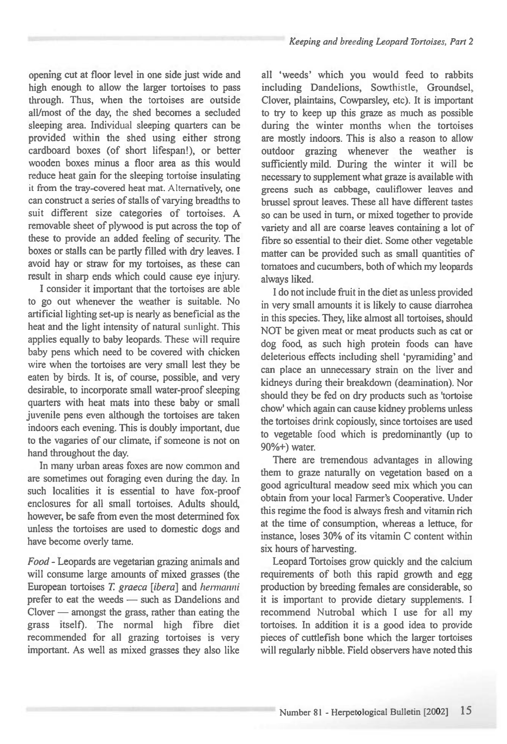opening cut at floor level in one side just wide and high enough to allow the larger tortoises to pass through. Thus, when the tortoises are outside all/most of the day, the shed becomes a secluded sleeping area. Individual sleeping quarters can be provided within the shed using either strong cardboard boxes (of short lifespan!), or better wooden boxes minus a floor area as this would reduce heat gain for the sleeping tortoise insulating it from the tray-covered heat mat. Alternatively, one can construct a series of stalls of varying breadths to suit different size categories of tortoises. A removable sheet of plywood is put across the top of these to provide an added feeling of security. The boxes or stalls can be partly filled with dry leaves. I avoid hay or straw for my tortoises, as these can result in sharp ends which could cause eye injury.

I consider it important that the tortoises are able to go out whenever the weather is suitable. No artificial lighting set-up is nearly as beneficial as the heat and the light intensity of natural sunlight. This applies equally to baby leopards. These will require baby pens which need to be covered with chicken wire when the tortoises are very small lest they be eaten by birds. It is, of course, possible, and very desirable, to incorporate small water-proof sleeping quarters with heat mats into these baby or small juvenile pens even although the tortoises are taken indoors each evening. This is doubly important, due to the vagaries of our climate, if someone is not on hand throughout the day.

In many urban areas foxes are now common and are sometimes out foraging even during the day. In such localities it is essential to have fox-proof enclosures for all small tortoises. Adults should, however, be safe from even the most determined fox unless the tortoises are used to domestic dogs and have become overly tame.

*Food* - Leopards are vegetarian grazing animals and will consume large amounts of mixed grasses (the European tortoises *T. graeca [ibera]* and *hermanni* prefer to eat the weeds — such as Dandelions and Clover — amongst the grass, rather than eating the grass itself). The normal high fibre diet recommended for all grazing tortoises is very important. As well as mixed grasses they also like all 'weeds' which you would feed to rabbits including Dandelions, Sowthistle, Groundsel, Clover, plaintains, Cowparsley, etc). It is important to try to keep up this graze as much as possible during the winter months when the tortoises are mostly indoors. This is also a reason to allow outdoor grazing whenever the weather is sufficiently mild. During the winter it will be necessary to supplement what graze is available with greens such as cabbage, cauliflower leaves and brussel sprout leaves. These all have different tastes so can be used in turn, or mixed together to provide variety and all are coarse leaves containing a lot of fibre so essential to their diet. Some other vegetable matter can be provided such as small quantities of tomatoes and cucumbers, both of which my leopards always liked.

I do not include fruit in the diet as unless provided in very small amounts it is likely to cause diarrohea in this species. They, like almost all tortoises, should NOT be given meat or meat products such as cat or dog food, as such high protein foods can have deleterious effects including shell 'pyramiding' and can place an unnecessary strain on the liver and kidneys during their breakdown (deamination). Nor should they be fed on dry products such as 'tortoise chow' which again can cause kidney problems unless the tortoises drink copiously, since tortoises are used to vegetable food which is predominantly (up to 90%+) water.

There are tremendous advantages in allowing them to graze naturally on vegetation based on a good agricultural meadow seed mix which you can obtain from your local Farmer's Cooperative. Under this regime the food is always fresh and vitamin rich at the time of consumption, whereas a lettuce, for instance, loses 30% of its vitamin C content within six hours of harvesting.

Leopard Tortoises grow quickly and the calcium requirements of both this rapid growth and egg production by breeding females are considerable, so it is important to provide dietary supplements. I recommend Nutrobal which I use for all my tortoises. In addition it is a good idea to provide pieces of cuttlefish bone which the larger tortoises will regularly nibble. Field observers have noted this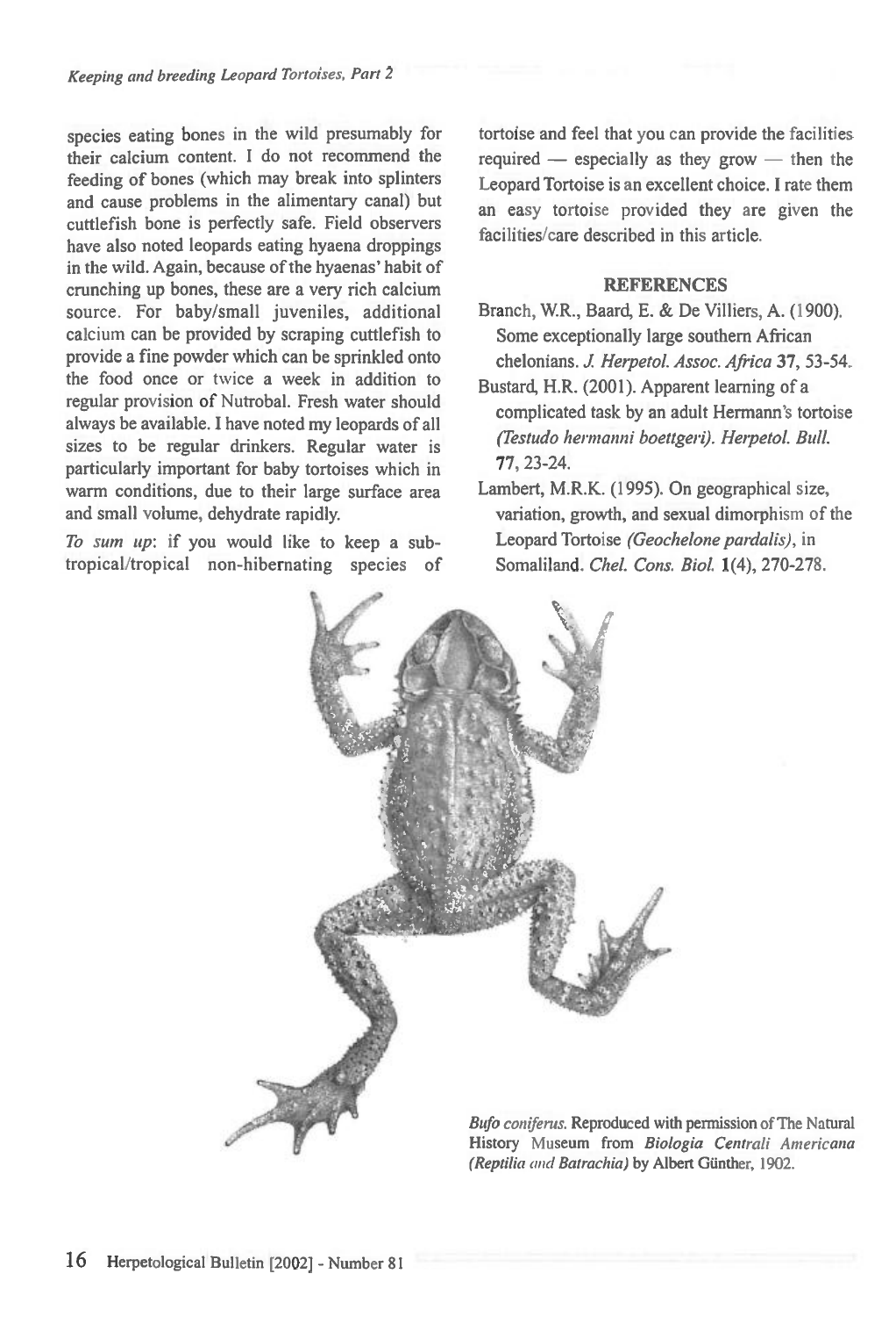species eating bones in the wild presumably for their calcium content. I do not recommend the feeding of bones (which may break into splinters and cause problems in the alimentary canal) but cuttlefish bone is perfectly safe. Field observers have also noted leopards eating hyaena droppings in the wild. Again, because of the hyaenas' habit of crunching up bones, these are a very rich calcium source. For baby/small juveniles, additional calcium can be provided by scraping cuttlefish to provide a fine powder which can be sprinkled onto the food once or twice a week in addition to regular provision of Nutrobal. Fresh water should always be available. I have noted my leopards of all sizes to be regular drinkers. Regular water is particularly important for baby tortoises which in warm conditions, due to their large surface area and small volume, dehydrate rapidly.

*To sum up*: if you would like to keep a sub-tropical/tropical non-hibernating species of tortoise and feel that you can provide the facilities required — especially as they grow — then the Leopard Tortoise is an excellent choice. I rate them an easy tortoise provided they are given the facilities/care described in this article.

## REFERENCES

Branch, W.R., Baard, E. & De Villiers, A. (1900). Some exceptionally large southern African chelonians. *J. Herpetol. Assoc. Africa* **37**, 53-54.

Bustard, H.R. (2001). Apparent learning of a complicated task by an adult Hermann's tortoise *(Testudo hermanni boettgeri)*. *Herpetol. Bull.* **77**, 23-24.

Lambert, M.R.K. (1995). On geographical size, variation, growth, and sexual dimorphism of the Leopard Tortoise *(Geochelone pardalis)*, in Somaliland. *Chel. Cons. Biol.* **1**(4), 270-278.

*Bufo coniferus.* Reproduced with permission of The Natural History Museum from ***Biologia Centrali Americana (Reptilia and Batrachia)*** by Albert Günther, 1902.